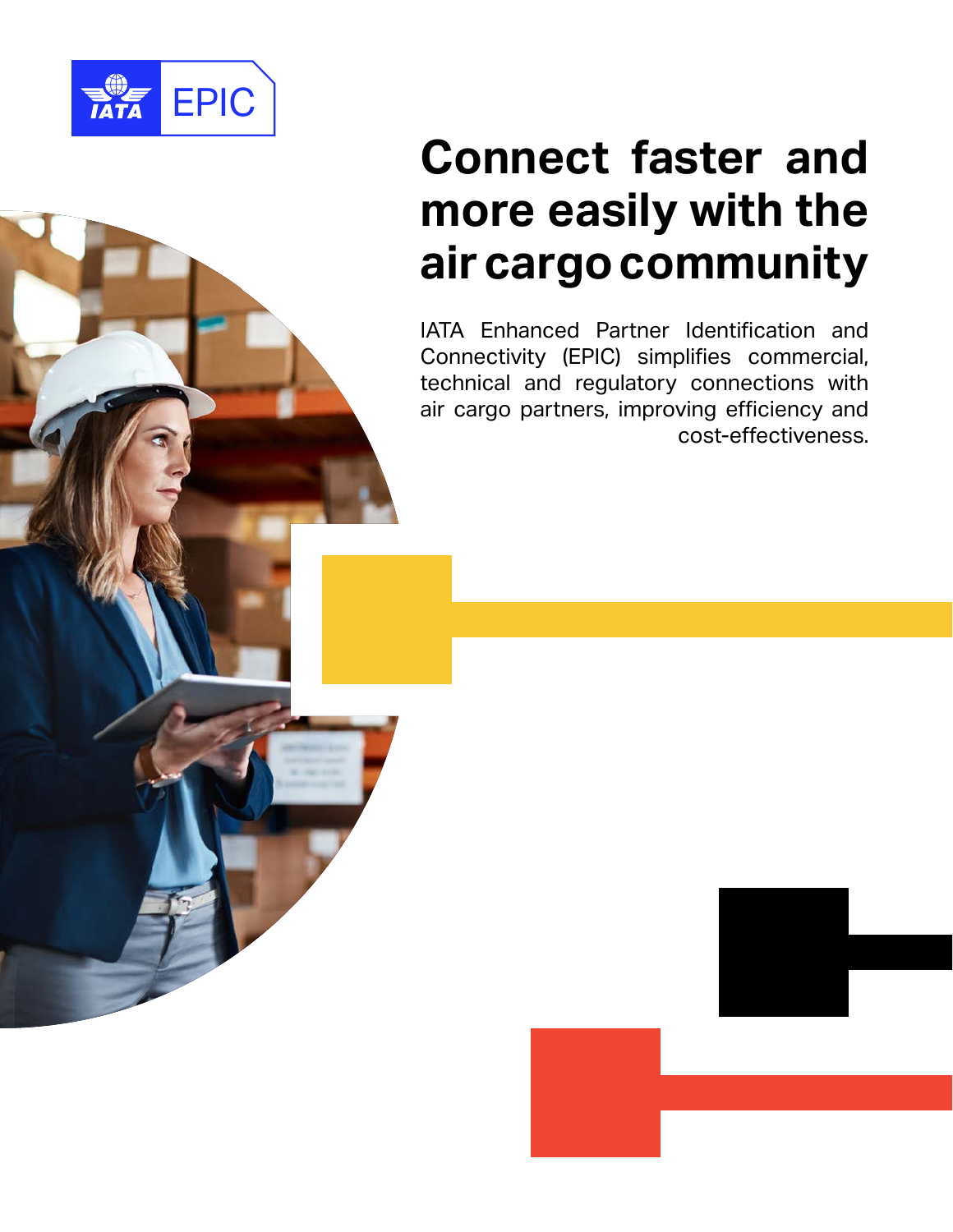IATA EPIC

# Connect faster and more easily with the air cargo community

IATA Enhanced Partner Identification and Connectivity (EPIC) simplifies commercial, technical and regulatory connections with air cargo partners, improving efficiency and cost-effectiveness.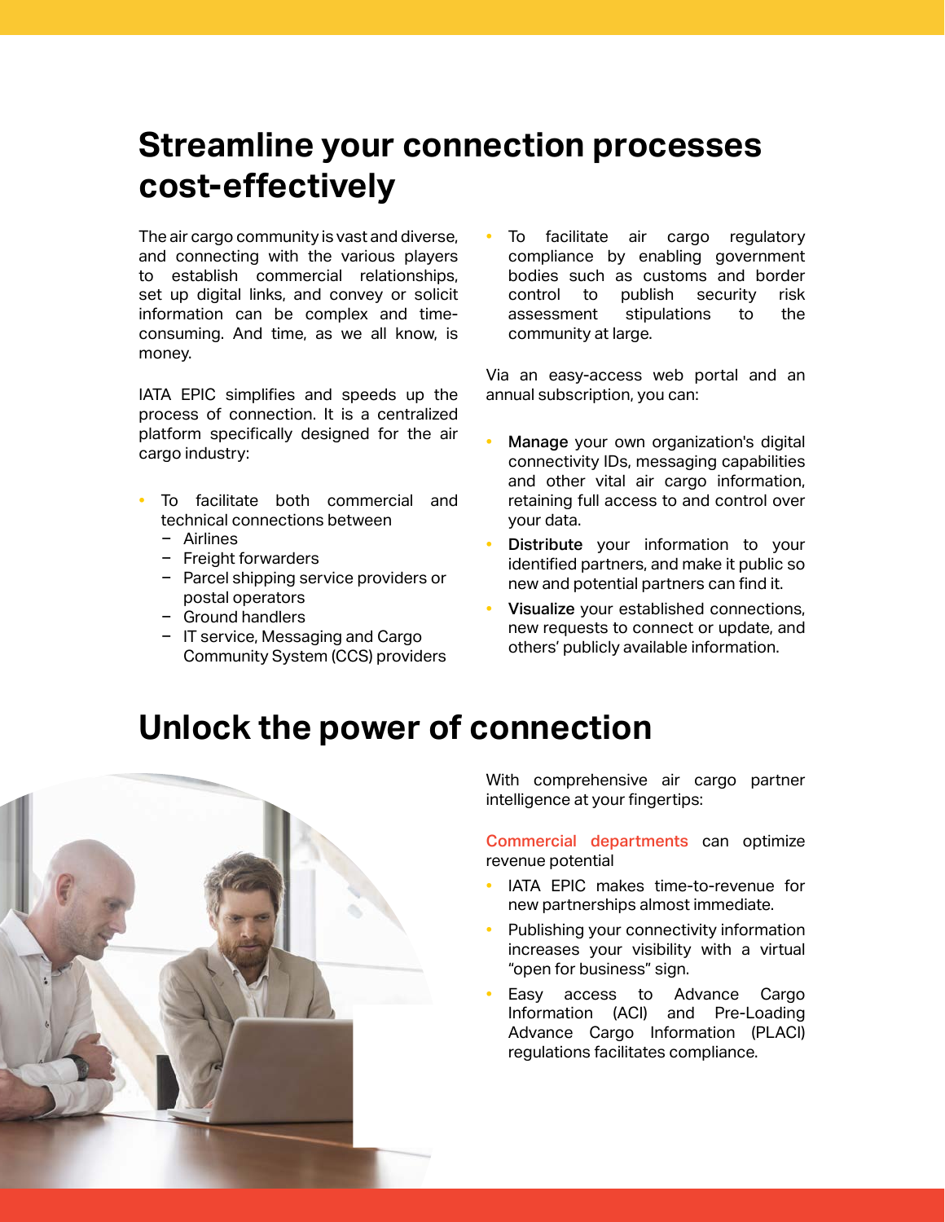# Streamline your connection processes cost-effectively

The air cargo community is vast and diverse, and connecting with the various players to establish commercial relationships, set up digital links, and convey or solicit information can be complex and time-consuming. And time, as we all know, is money.

IATA EPIC simplifies and speeds up the process of connection. It is a centralized platform specifically designed for the air cargo industry:

- To facilitate both commercial and technical connections between
  - Airlines
  - Freight forwarders
  - Parcel shipping service providers or postal operators
  - Ground handlers
  - IT service, Messaging and Cargo Community System (CCS) providers
- To facilitate air cargo regulatory compliance by enabling government bodies such as customs and border control to publish security risk assessment stipulations to the community at large.

Via an easy-access web portal and an annual subscription, you can:

- **Manage** your own organization's digital connectivity IDs, messaging capabilities and other vital air cargo information, retaining full access to and control over your data.
- **Distribute** your information to your identified partners, and make it public so new and potential partners can find it.
- **Visualize** your established connections, new requests to connect or update, and others' publicly available information.

# Unlock the power of connection

With comprehensive air cargo partner intelligence at your fingertips:

Commercial departments can optimize revenue potential

- IATA EPIC makes time-to-revenue for new partnerships almost immediate.
- Publishing your connectivity information increases your visibility with a virtual "open for business" sign.
- Easy access to Advance Cargo Information (ACI) and Pre-Loading Advance Cargo Information (PLACI) regulations facilitates compliance.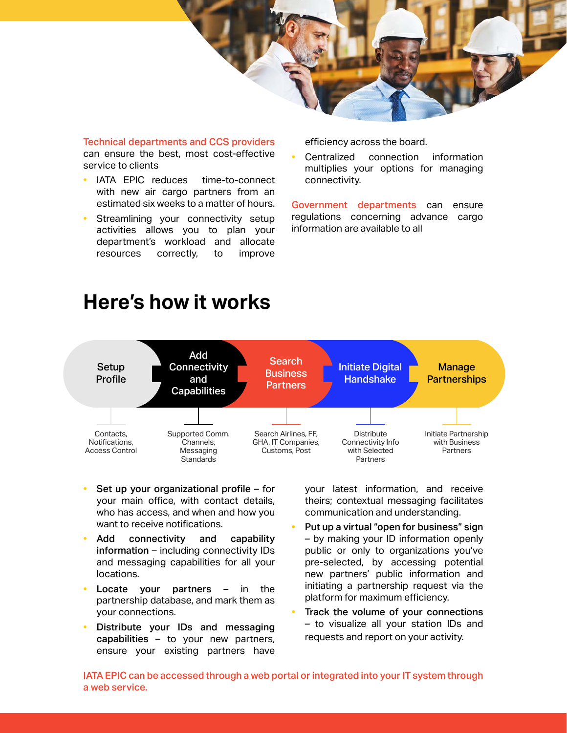**Technical departments and CCS providers** can ensure the best, most cost-effective service to clients

- IATA EPIC reduces time-to-connect with new air cargo partners from an estimated six weeks to a matter of hours.
- Streamlining your connectivity setup activities allows you to plan your department's workload and allocate resources correctly, to improve efficiency across the board.
- Centralized connection information multiplies your options for managing connectivity.

**Government departments** can ensure regulations concerning advance cargo information are available to all

## Here's how it works

| Setup Profile | Add Connectivity and Capabilities | Search Business Partners | Initiate Digital Handshake | Manage Partnerships |
|---|---|---|---|---|
| Contacts, Notifications, Access Control | Supported Comm. Channels, Messaging Standards | Search Airlines, FF, GHA, IT Companies, Customs, Post | Distribute Connectivity Info with Selected Partners | Initiate Partnership with Business Partners |

- **Set up your organizational profile** – for your main office, with contact details, who has access, and when and how you want to receive notifications.
- **Add connectivity and capability information** – including connectivity IDs and messaging capabilities for all your locations.
- **Locate your partners** – in the partnership database, and mark them as your connections.
- **Distribute your IDs and messaging capabilities** – to your new partners, ensure your existing partners have your latest information, and receive theirs; contextual messaging facilitates communication and understanding.
- **Put up a virtual "open for business" sign** – by making your ID information openly public or only to organizations you've pre-selected, by accessing potential new partners' public information and initiating a partnership request via the platform for maximum efficiency.
- **Track the volume of your connections** – to visualize all your station IDs and requests and report on your activity.

**IATA EPIC can be accessed through a web portal or integrated into your IT system through a web service.**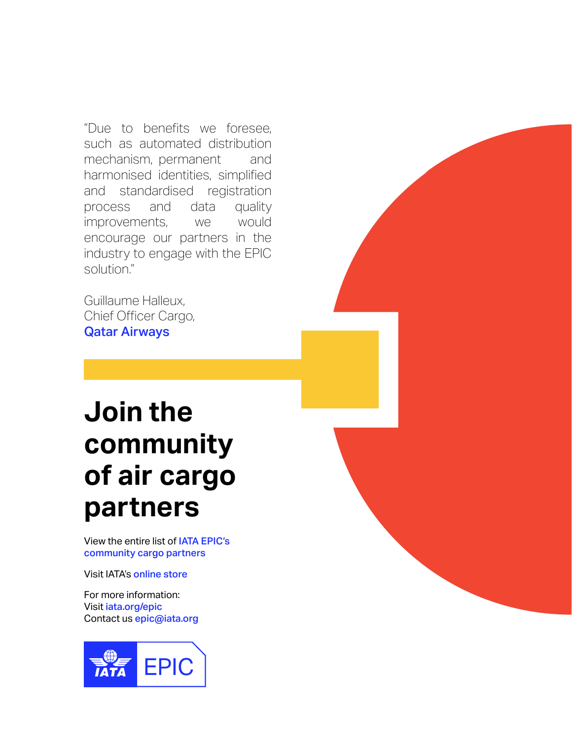"Due to benefits we foresee, such as automated distribution mechanism, permanent and harmonised identities, simplified and standardised registration process and data quality improvements, we would encourage our partners in the industry to engage with the EPIC solution."

Guillaume Halleux,
Chief Officer Cargo,
Qatar Airways

# Join the community of air cargo partners

View the entire list of IATA EPIC's community cargo partners

Visit IATA's online store

For more information:
Visit iata.org/epic
Contact us epic@iata.org

IATA EPIC